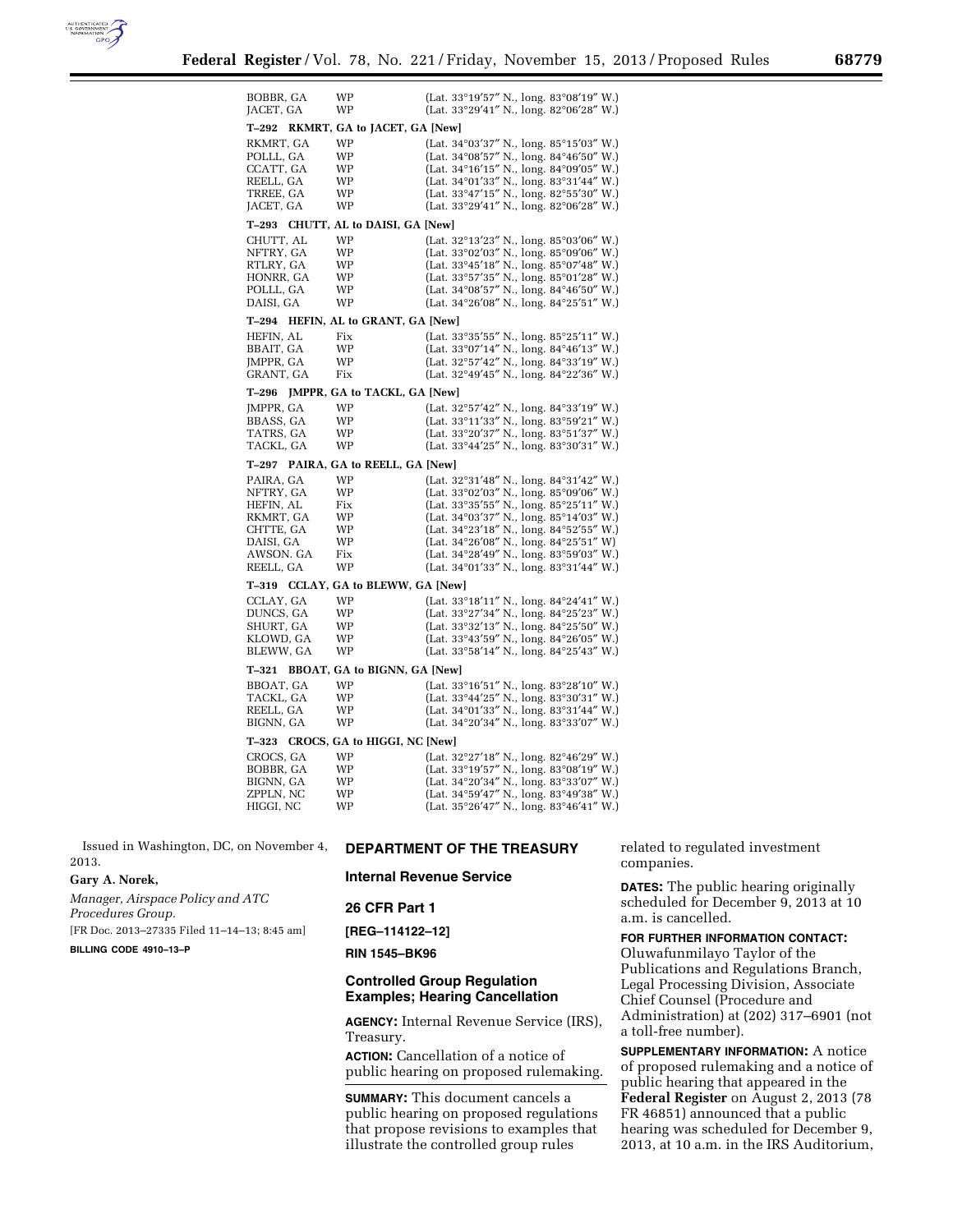| | | |
|---|---|---|
| BOBBR, GA | WP | (Lat. 33°19′57″ N., long. 83°08′19″ W.) |
| JACET, GA | WP | (Lat. 33°29′41″ N., long. 82°06′28″ W.) |

**T–292 RKMRT, GA to JACET, GA [New]**

| | | |
|---|---|---|
| RKMRT, GA | WP | (Lat. 34°03′37″ N., long. 85°15′03″ W.) |
| POLLL, GA | WP | (Lat. 34°08′57″ N., long. 84°46′50″ W.) |
| CCATT, GA | WP | (Lat. 34°16′15″ N., long. 84°09′05″ W.) |
| REELL, GA | WP | (Lat. 34°01′33″ N., long. 83°31′44″ W.) |
| TRREE, GA | WP | (Lat. 33°47′15″ N., long. 82°55′30″ W.) |
| JACET, GA | WP | (Lat. 33°29′41″ N., long. 82°06′28″ W.) |

**T–293 CHUTT, AL to DAISI, GA [New]**

| | | |
|---|---|---|
| CHUTT, AL | WP | (Lat. 32°13′23″ N., long. 85°03′06″ W.) |
| NFTRY, GA | WP | (Lat. 33°02′03″ N., long. 85°09′06″ W.) |
| RTLRY, GA | WP | (Lat. 33°45′18″ N., long. 85°07′48″ W.) |
| HONRR, GA | WP | (Lat. 33°57′35″ N., long. 85°01′28″ W.) |
| POLLL, GA | WP | (Lat. 34°08′57″ N., long. 84°46′50″ W.) |
| DAISI, GA | WP | (Lat. 34°26′08″ N., long. 84°25′51″ W.) |

**T–294 HEFIN, AL to GRANT, GA [New]**

| | | |
|---|---|---|
| HEFIN, AL | Fix | (Lat. 33°35′55″ N., long. 85°25′11″ W.) |
| BBAIT, GA | WP | (Lat. 33°07′14″ N., long. 84°46′13″ W.) |
| JMPPR, GA | WP | (Lat. 32°57′42″ N., long. 84°33′19″ W.) |
| GRANT, GA | Fix | (Lat. 32°49′45″ N., long. 84°22′36″ W.) |

**T–296 JMPPR, GA to TACKL, GA [New]**

| | | |
|---|---|---|
| JMPPR, GA | WP | (Lat. 32°57′42″ N., long. 84°33′19″ W.) |
| BBASS, GA | WP | (Lat. 33°11′33″ N., long. 83°59′21″ W.) |
| TATRS, GA | WP | (Lat. 33°20′37″ N., long. 83°51′37″ W.) |
| TACKL, GA | WP | (Lat. 33°44′25″ N., long. 83°30′31″ W.) |

**T–297 PAIRA, GA to REELL, GA [New]**

| | | |
|---|---|---|
| PAIRA, GA | WP | (Lat. 32°31′48″ N., long. 84°31′42″ W.) |
| NFTRY, GA | WP | (Lat. 33°02′03″ N., long. 85°09′06″ W.) |
| HEFIN, AL | Fix | (Lat. 33°35′55″ N., long. 85°25′11″ W.) |
| RKMRT, GA | WP | (Lat. 34°03′37″ N., long. 85°14′03″ W.) |
| CHTTE, GA | WP | (Lat. 34°23′18″ N., long. 84°52′55″ W.) |
| DAISI, GA | WP | (Lat. 34°26′08″ N., long. 84°25′51″ W) |
| AWSON. GA | Fix | (Lat. 34°28′49″ N., long. 83°59′03″ W.) |
| REELL, GA | WP | (Lat. 34°01′33″ N., long. 83°31′44″ W.) |

**T–319 CCLAY, GA to BLEWW, GA [New]**

| | | |
|---|---|---|
| CCLAY, GA | WP | (Lat. 33°18′11″ N., long. 84°24′41″ W.) |
| DUNCS, GA | WP | (Lat. 33°27′34″ N., long. 84°25′23″ W.) |
| SHURT, GA | WP | (Lat. 33°32′13″ N., long. 84°25′50″ W.) |
| KLOWD, GA | WP | (Lat. 33°43′59″ N., long. 84°26′05″ W.) |
| BLEWW, GA | WP | (Lat. 33°58′14″ N., long. 84°25′43″ W.) |

**T–321 BBOAT, GA to BIGNN, GA [New]**

| | | |
|---|---|---|
| BBOAT, GA | WP | (Lat. 33°16′51″ N., long. 83°28′10″ W.) |
| TACKL, GA | WP | (Lat. 33°44′25″ N., long. 83°30′31″ W.) |
| REELL, GA | WP | (Lat. 34°01′33″ N., long. 83°31′44″ W.) |
| BIGNN, GA | WP | (Lat. 34°20′34″ N., long. 83°33′07″ W.) |

**T–323 CROCS, GA to HIGGI, NC [New]**

| | | |
|---|---|---|
| CROCS, GA | WP | (Lat. 32°27′18″ N., long. 82°46′29″ W.) |
| BOBBR, GA | WP | (Lat. 33°19′57″ N., long. 83°08′19″ W.) |
| BIGNN, GA | WP | (Lat. 34°20′34″ N., long. 83°33′07″ W.) |
| ZPPLN, NC | WP | (Lat. 34°59′47″ N., long. 83°49′38″ W.) |
| HIGGI, NC | WP | (Lat. 35°26′47″ N., long. 83°46′41″ W.) |

Issued in Washington, DC, on November 4, 2013.

**Gary A. Norek,**

*Manager, Airspace Policy and ATC Procedures Group.*

[FR Doc. 2013–27335 Filed 11–14–13; 8:45 am]

**BILLING CODE 4910–13–P**

## DEPARTMENT OF THE TREASURY

### Internal Revenue Service

### 26 CFR Part 1

**[REG–114122–12]**

**RIN 1545–BK96**

### Controlled Group Regulation Examples; Hearing Cancellation

**AGENCY:** Internal Revenue Service (IRS), Treasury.

**ACTION:** Cancellation of a notice of public hearing on proposed rulemaking.

**SUMMARY:** This document cancels a public hearing on proposed regulations that propose revisions to examples that illustrate the controlled group rules related to regulated investment companies.

**DATES:** The public hearing originally scheduled for December 9, 2013 at 10 a.m. is cancelled.

**FOR FURTHER INFORMATION CONTACT:** Oluwafunmilayo Taylor of the Publications and Regulations Branch, Legal Processing Division, Associate Chief Counsel (Procedure and Administration) at (202) 317–6901 (not a toll-free number).

**SUPPLEMENTARY INFORMATION:** A notice of proposed rulemaking and a notice of public hearing that appeared in the **Federal Register** on August 2, 2013 (78 FR 46851) announced that a public hearing was scheduled for December 9, 2013, at 10 a.m. in the IRS Auditorium,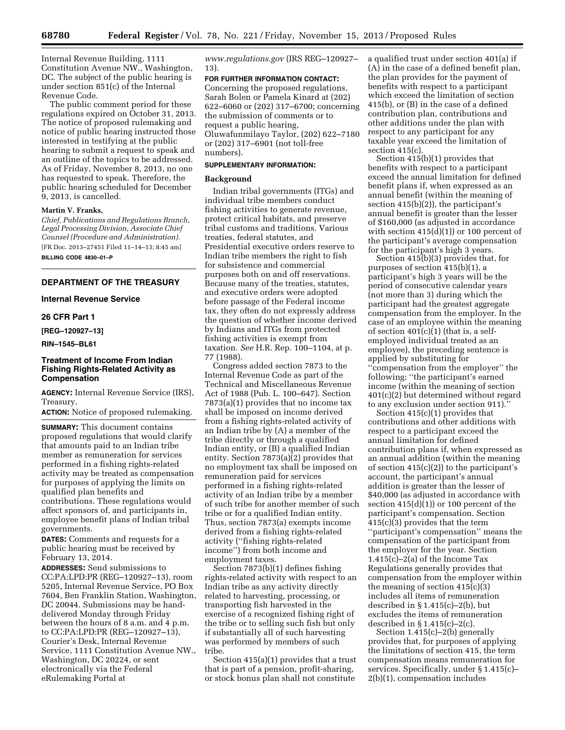Internal Revenue Building, 1111 Constitution Avenue NW., Washington, DC. The subject of the public hearing is under section 851(c) of the Internal Revenue Code.

The public comment period for these regulations expired on October 31, 2013. The notice of proposed rulemaking and notice of public hearing instructed those interested in testifying at the public hearing to submit a request to speak and an outline of the topics to be addressed. As of Friday, November 8, 2013, no one has requested to speak. Therefore, the public hearing scheduled for December 9, 2013, is cancelled.

**Martin V. Franks,**

*Chief, Publications and Regulations Branch, Legal Processing Division, Associate Chief Counsel (Procedure and Administration).*

[FR Doc. 2013–27451 Filed 11–14–13; 8:45 am]

**BILLING CODE 4830–01–P**

---

## DEPARTMENT OF THE TREASURY

### Internal Revenue Service

### 26 CFR Part 1

**[REG–120927–13]**

**RIN–1545–BL61**

### Treatment of Income From Indian Fishing Rights-Related Activity as Compensation

**AGENCY:** Internal Revenue Service (IRS), Treasury.

**ACTION:** Notice of proposed rulemaking.

**SUMMARY:** This document contains proposed regulations that would clarify that amounts paid to an Indian tribe member as remuneration for services performed in a fishing rights-related activity may be treated as compensation for purposes of applying the limits on qualified plan benefits and contributions. These regulations would affect sponsors of, and participants in, employee benefit plans of Indian tribal governments.

**DATES:** Comments and requests for a public hearing must be received by February 13, 2014.

**ADDRESSES:** Send submissions to CC:PA:LPD:PR (REG–120927–13), room 5205, Internal Revenue Service, PO Box 7604, Ben Franklin Station, Washington, DC 20044. Submissions may be hand-delivered Monday through Friday between the hours of 8 a.m. and 4 p.m. to CC:PA:LPD:PR (REG–120927–13), Courier's Desk, Internal Revenue Service, 1111 Constitution Avenue NW., Washington, DC 20224, or sent electronically via the Federal eRulemaking Portal at *www.regulations.gov* (IRS REG–120927–13).

**FOR FURTHER INFORMATION CONTACT:** Concerning the proposed regulations, Sarah Bolen or Pamela Kinard at (202) 622–6060 or (202) 317–6700; concerning the submission of comments or to request a public hearing, Oluwafunmilayo Taylor, (202) 622–7180 or (202) 317–6901 (not toll-free numbers).

**SUPPLEMENTARY INFORMATION:**

#### Background

Indian tribal governments (ITGs) and individual tribe members conduct fishing activities to generate revenue, protect critical habitats, and preserve tribal customs and traditions. Various treaties, federal statutes, and Presidential executive orders reserve to Indian tribe members the right to fish for subsistence and commercial purposes both on and off reservations. Because many of the treaties, statutes, and executive orders were adopted before passage of the Federal income tax, they often do not expressly address the question of whether income derived by Indians and ITGs from protected fishing activities is exempt from taxation. *See* H.R. Rep. 100–1104, at p. 77 (1988).

Congress added section 7873 to the Internal Revenue Code as part of the Technical and Miscellaneous Revenue Act of 1988 (Pub. L. 100–647). Section 7873(a)(1) provides that no income tax shall be imposed on income derived from a fishing rights-related activity of an Indian tribe by (A) a member of the tribe directly or through a qualified Indian entity, or (B) a qualified Indian entity. Section 7873(a)(2) provides that no employment tax shall be imposed on remuneration paid for services performed in a fishing rights-related activity of an Indian tribe by a member of such tribe for another member of such tribe or for a qualified Indian entity. Thus, section 7873(a) exempts income derived from a fishing rights-related activity ("fishing rights-related income") from both income and employment taxes.

Section 7873(b)(1) defines fishing rights-related activity with respect to an Indian tribe as any activity directly related to harvesting, processing, or transporting fish harvested in the exercise of a recognized fishing right of the tribe or to selling such fish but only if substantially all of such harvesting was performed by members of such tribe.

Section 415(a)(1) provides that a trust that is part of a pension, profit-sharing, or stock bonus plan shall not constitute a qualified trust under section 401(a) if (A) in the case of a defined benefit plan, the plan provides for the payment of benefits with respect to a participant which exceed the limitation of section 415(b), or (B) in the case of a defined contribution plan, contributions and other additions under the plan with respect to any participant for any taxable year exceed the limitation of section 415(c).

Section 415(b)(1) provides that benefits with respect to a participant exceed the annual limitation for defined benefit plans if, when expressed as an annual benefit (within the meaning of section 415(b)(2)), the participant's annual benefit is greater than the lesser of $160,000 (as adjusted in accordance with section 415(d)(1)) or 100 percent of the participant's average compensation for the participant's high 3 years.

Section 415(b)(3) provides that, for purposes of section 415(b)(1), a participant's high 3 years will be the period of consecutive calendar years (not more than 3) during which the participant had the greatest aggregate compensation from the employer. In the case of an employee within the meaning of section 401(c)(1) (that is, a self-employed individual treated as an employee), the preceding sentence is applied by substituting for "compensation from the employer" the following: "the participant's earned income (within the meaning of section 401(c)(2) but determined without regard to any exclusion under section 911)."

Section 415(c)(1) provides that contributions and other additions with respect to a participant exceed the annual limitation for defined contribution plans if, when expressed as an annual addition (within the meaning of section 415(c)(2)) to the participant's account, the participant's annual addition is greater than the lesser of $40,000 (as adjusted in accordance with section 415(d)(1)) or 100 percent of the participant's compensation. Section 415(c)(3) provides that the term "participant's compensation" means the compensation of the participant from the employer for the year. Section 1.415(c)–2(a) of the Income Tax Regulations generally provides that compensation from the employer within the meaning of section 415(c)(3) includes all items of remuneration described in § 1.415(c)–2(b), but excludes the items of remuneration described in § 1.415(c)–2(c).

Section 1.415(c)–2(b) generally provides that, for purposes of applying the limitations of section 415, the term compensation means remuneration for services. Specifically, under § 1.415(c)–2(b)(1), compensation includes